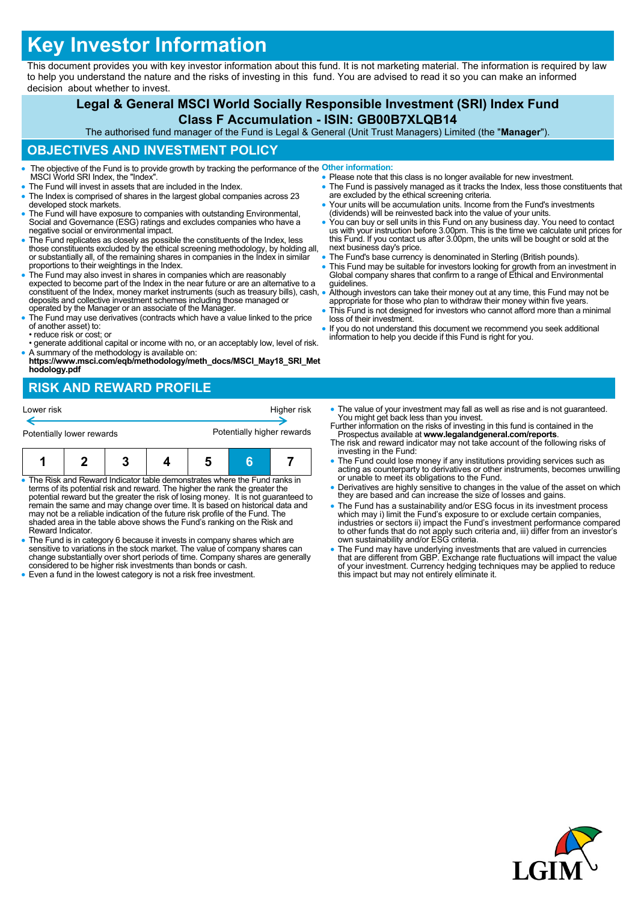# Key Investor Information

This document provides you with key investor information about this fund. It is not marketing material. The information is required by law to help you understand the nature and the risks of investing in this fund. You are advised to read it so you can make an informed decision about whether to invest.

## Legal & General MSCI World Socially Responsible Investment (SRI) Index Fund
## Class F Accumulation - ISIN: GB00B7XLQB14

The authorised fund manager of the Fund is Legal & General (Unit Trust Managers) Limited (the "**Manager**").

## OBJECTIVES AND INVESTMENT POLICY

- The objective of the Fund is to provide growth by tracking the performance of the MSCI World SRI Index, the "Index".
- The Fund will invest in assets that are included in the Index.
- The Index is comprised of shares in the largest global companies across 23 developed stock markets.
- The Fund will have exposure to companies with outstanding Environmental, Social and Governance (ESG) ratings and excludes companies who have a negative social or environmental impact.
- The Fund replicates as closely as possible the constituents of the Index, less those constituents excluded by the ethical screening methodology, by holding all, or substantially all, of the remaining shares in companies in the Index in similar proportions to their weightings in the Index.
- The Fund may also invest in shares in companies which are reasonably expected to become part of the Index in the near future or are an alternative to a constituent of the Index, money market instruments (such as treasury bills), cash, deposits and collective investment schemes including those managed or operated by the Manager or an associate of the Manager.
- The Fund may use derivatives (contracts which have a value linked to the price of another asset) to:
  - • reduce risk or cost; or
  - • generate additional capital or income with no, or an acceptably low, level of risk.
- A summary of the methodology is available on: **https://www.msci.com/eqb/methodology/meth_docs/MSCI_May18_SRI_Methodology.pdf**

**Other information:**

- Please note that this class is no longer available for new investment.
- The Fund is passively managed as it tracks the Index, less those constituents that are excluded by the ethical screening criteria.
- Your units will be accumulation units. Income from the Fund's investments (dividends) will be reinvested back into the value of your units.
- You can buy or sell units in this Fund on any business day. You need to contact us with your instruction before 3.00pm. This is the time we calculate unit prices for this Fund. If you contact us after 3.00pm, the units will be bought or sold at the next business day's price.
- The Fund's base currency is denominated in Sterling (British pounds).
- This Fund may be suitable for investors looking for growth from an investment in Global company shares that confirm to a range of Ethical and Environmental guidelines.
- Although investors can take their money out at any time, this Fund may not be appropriate for those who plan to withdraw their money within five years.
- This Fund is not designed for investors who cannot afford more than a minimal loss of their investment.
- If you do not understand this document we recommend you seek additional information to help you decide if this Fund is right for you.

## RISK AND REWARD PROFILE

| Lower risk | | | | | | Higher risk |
|---|---|---|---|---|---|---|
| Potentially lower rewards | | | | | | Potentially higher rewards |
| 1 | 2 | 3 | 4 | 5 | **6** | 7 |

- The Risk and Reward Indicator table demonstrates where the Fund ranks in terms of its potential risk and reward. The higher the rank the greater the potential reward but the greater the risk of losing money. It is not guaranteed to remain the same and may change over time. It is based on historical data and may not be a reliable indication of the future risk profile of the Fund. The shaded area in the table above shows the Fund's ranking on the Risk and Reward Indicator.
- The Fund is in category 6 because it invests in company shares which are sensitive to variations in the stock market. The value of company shares can change substantially over short periods of time. Company shares are generally considered to be higher risk investments than bonds or cash.
- Even a fund in the lowest category is not a risk free investment.

- The value of your investment may fall as well as rise and is not guaranteed. You might get back less than you invest.

Further information on the risks of investing in this fund is contained in the Prospectus available at **www.legalandgeneral.com/reports**.

The risk and reward indicator may not take account of the following risks of investing in the Fund:

- The Fund could lose money if any institutions providing services such as acting as counterparty to derivatives or other instruments, becomes unwilling or unable to meet its obligations to the Fund.
- Derivatives are highly sensitive to changes in the value of the asset on which they are based and can increase the size of losses and gains.
- The Fund has a sustainability and/or ESG focus in its investment process which may i) limit the Fund's exposure to or exclude certain companies, industries or sectors ii) impact the Fund's investment performance compared to other funds that do not apply such criteria and, iii) differ from an investor's own sustainability and/or ESG criteria.
- The Fund may have underlying investments that are valued in currencies that are different from GBP. Exchange rate fluctuations will impact the value of your investment. Currency hedging techniques may be applied to reduce this impact but may not entirely eliminate it.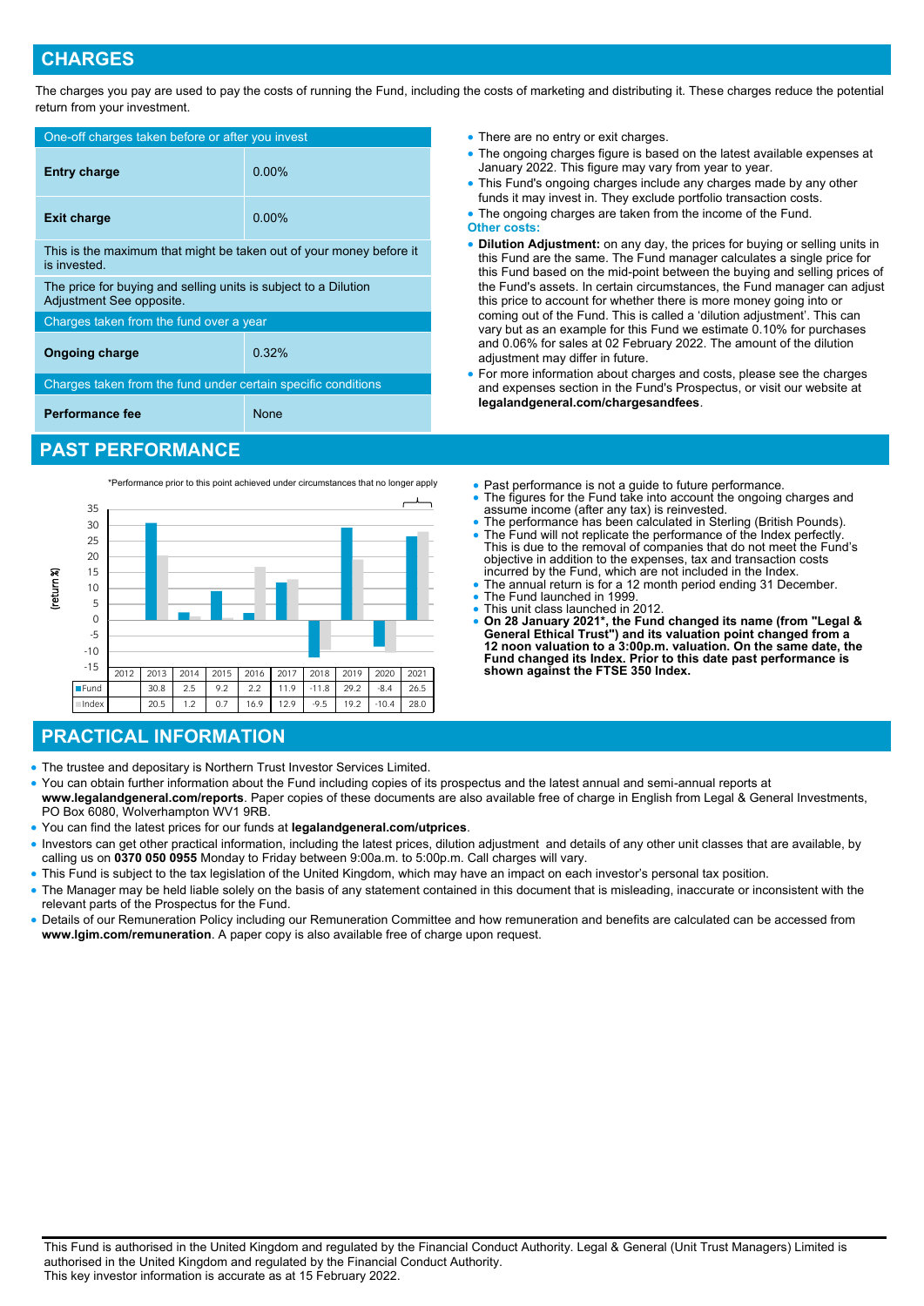## CHARGES

The charges you pay are used to pay the costs of running the Fund, including the costs of marketing and distributing it. These charges reduce the potential return from your investment.

| One-off charges taken before or after you invest | |
|---|---|
| **Entry charge** | 0.00% |
| **Exit charge** | 0.00% |
| This is the maximum that might be taken out of your money before it is invested. | |
| The price for buying and selling units is subject to a Dilution Adjustment See opposite. | |
| **Charges taken from the fund over a year** | |
| **Ongoing charge** | 0.32% |
| **Charges taken from the fund under certain specific conditions** | |
| **Performance fee** | None |

- There are no entry or exit charges.
- The ongoing charges figure is based on the latest available expenses at January 2022. This figure may vary from year to year.
- This Fund's ongoing charges include any charges made by any other funds it may invest in. They exclude portfolio transaction costs.
- The ongoing charges are taken from the income of the Fund.

**Other costs:**

- **Dilution Adjustment:** on any day, the prices for buying or selling units in this Fund are the same. The Fund manager calculates a single price for this Fund based on the mid-point between the buying and selling prices of the Fund's assets. In certain circumstances, the Fund manager can adjust this price to account for whether there is more money going into or coming out of the Fund. This is called a 'dilution adjustment'. This can vary but as an example for this Fund we estimate 0.10% for purchases and 0.06% for sales at 02 February 2022. The amount of the dilution adjustment may differ in future.
- For more information about charges and costs, please see the charges and expenses section in the Fund's Prospectus, or visit our website at **legalandgeneral.com/chargesandfees**.

## PAST PERFORMANCE

*Performance prior to this point achieved under circumstances that no longer apply

(return %)

35 30 25 20 15 10 5 0 -5 -10 -15

2012 2013 2014 2015 2016 2017 2018 2019 2020 2021

Fund 30.8 2.5 9.2 2.2 11.9 -11.8 29.2 -8.4 26.5

Index 20.5 1.2 0.7 16.9 12.9 -9.5 19.2 -10.4 28.0

- Past performance is not a guide to future performance.
- The figures for the Fund take into account the ongoing charges and assume income (after any tax) is reinvested.
- The performance has been calculated in Sterling (British Pounds).
- The Fund will not replicate the performance of the Index perfectly. This is due to the removal of companies that do not meet the Fund's objective in addition to the expenses, tax and transaction costs incurred by the Fund, which are not included in the Index.
- The annual return is for a 12 month period ending 31 December.
- The Fund launched in 1999.
- This unit class launched in 2012.
- **On 28 January 2021*, the Fund changed its name (from "Legal & General Ethical Trust") and its valuation point changed from a 12 noon valuation to a 3:00p.m. valuation. On the same date, the Fund changed its Index. Prior to this date past performance is shown against the FTSE 350 Index.**

## PRACTICAL INFORMATION

- The trustee and depositary is Northern Trust Investor Services Limited.
- You can obtain further information about the Fund including copies of its prospectus and the latest annual and semi-annual reports at **www.legalandgeneral.com/reports**. Paper copies of these documents are also available free of charge in English from Legal & General Investments, PO Box 6080, Wolverhampton WV1 9RB.
- You can find the latest prices for our funds at **legalandgeneral.com/utprices**.
- Investors can get other practical information, including the latest prices, dilution adjustment and details of any other unit classes that are available, by calling us on **0370 050 0955** Monday to Friday between 9:00a.m. to 5:00p.m. Call charges will vary.
- This Fund is subject to the tax legislation of the United Kingdom, which may have an impact on each investor's personal tax position.
- The Manager may be held liable solely on the basis of any statement contained in this document that is misleading, inaccurate or inconsistent with the relevant parts of the Prospectus for the Fund.
- Details of our Remuneration Policy including our Remuneration Committee and how remuneration and benefits are calculated can be accessed from **www.lgim.com/remuneration**. A paper copy is also available free of charge upon request.

This Fund is authorised in the United Kingdom and regulated by the Financial Conduct Authority. Legal & General (Unit Trust Managers) Limited is authorised in the United Kingdom and regulated by the Financial Conduct Authority.
This key investor information is accurate as at 15 February 2022.